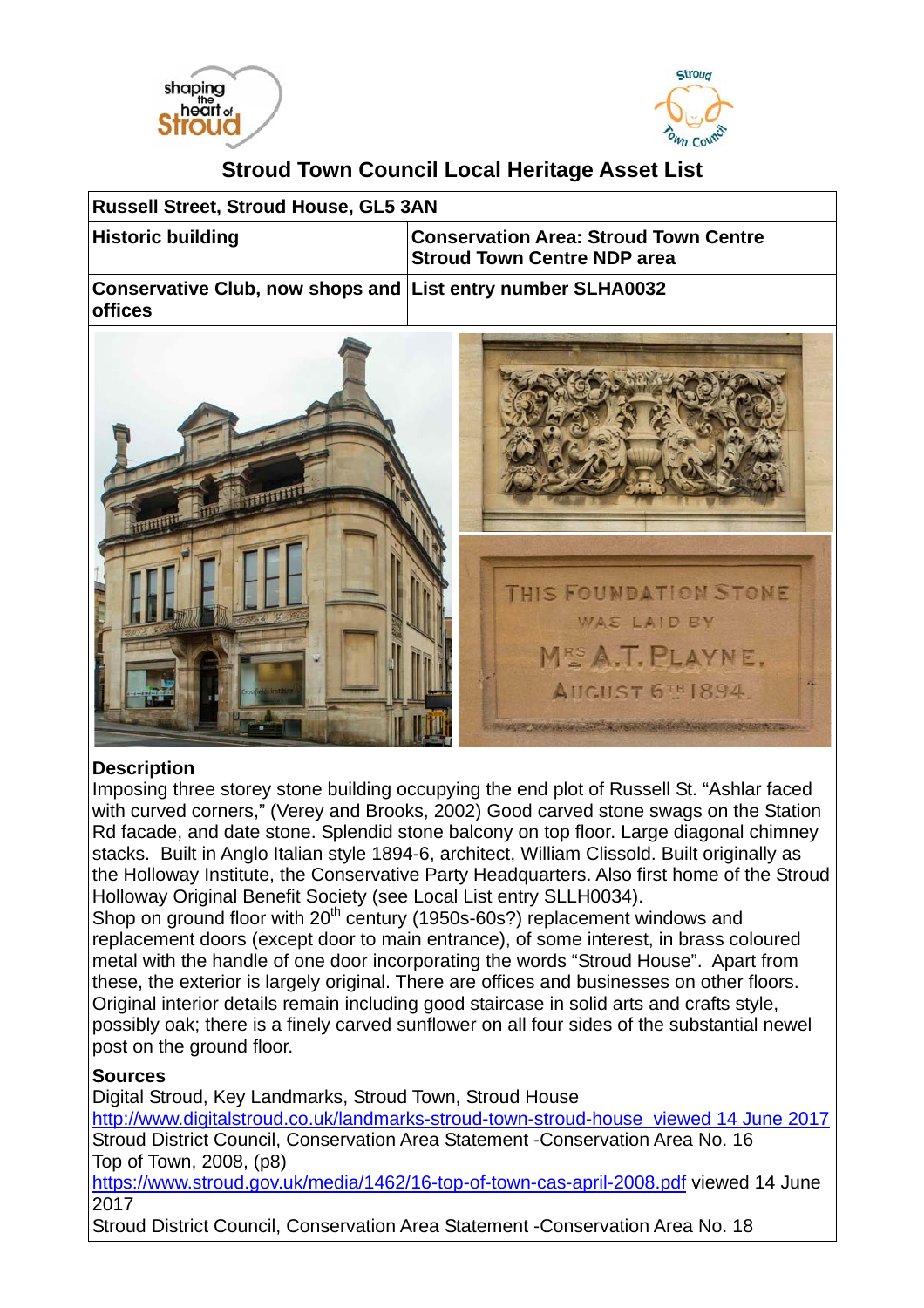# Stroud Town Council Local Heritage Asset List

| Russell Street, Stroud House, GL5 3AN | |
|---|---|
| **Historic building** | **Conservation Area: Stroud Town Centre**<br>**Stroud Town Centre NDP area** |
| **Conservative Club, now shops and offices** | **List entry number SLHA0032** |

**Description**

Imposing three storey stone building occupying the end plot of Russell St. "Ashlar faced with curved corners," (Verey and Brooks, 2002) Good carved stone swags on the Station Rd facade, and date stone. Splendid stone balcony on top floor. Large diagonal chimney stacks. Built in Anglo Italian style 1894-6, architect, William Clissold. Built originally as the Holloway Institute, the Conservative Party Headquarters. Also first home of the Stroud Holloway Original Benefit Society (see Local List entry SLLH0034).

Shop on ground floor with 20th century (1950s-60s?) replacement windows and replacement doors (except door to main entrance), of some interest, in brass coloured metal with the handle of one door incorporating the words "Stroud House". Apart from these, the exterior is largely original. There are offices and businesses on other floors. Original interior details remain including good staircase in solid arts and crafts style, possibly oak; there is a finely carved sunflower on all four sides of the substantial newel post on the ground floor.

**Sources**

Digital Stroud, Key Landmarks, Stroud Town, Stroud House
http://www.digitalstroud.co.uk/landmarks-stroud-town-stroud-house viewed 14 June 2017

Stroud District Council, Conservation Area Statement -Conservation Area No. 16 Top of Town, 2008, (p8)
https://www.stroud.gov.uk/media/1462/16-top-of-town-cas-april-2008.pdf viewed 14 June 2017

Stroud District Council, Conservation Area Statement -Conservation Area No. 18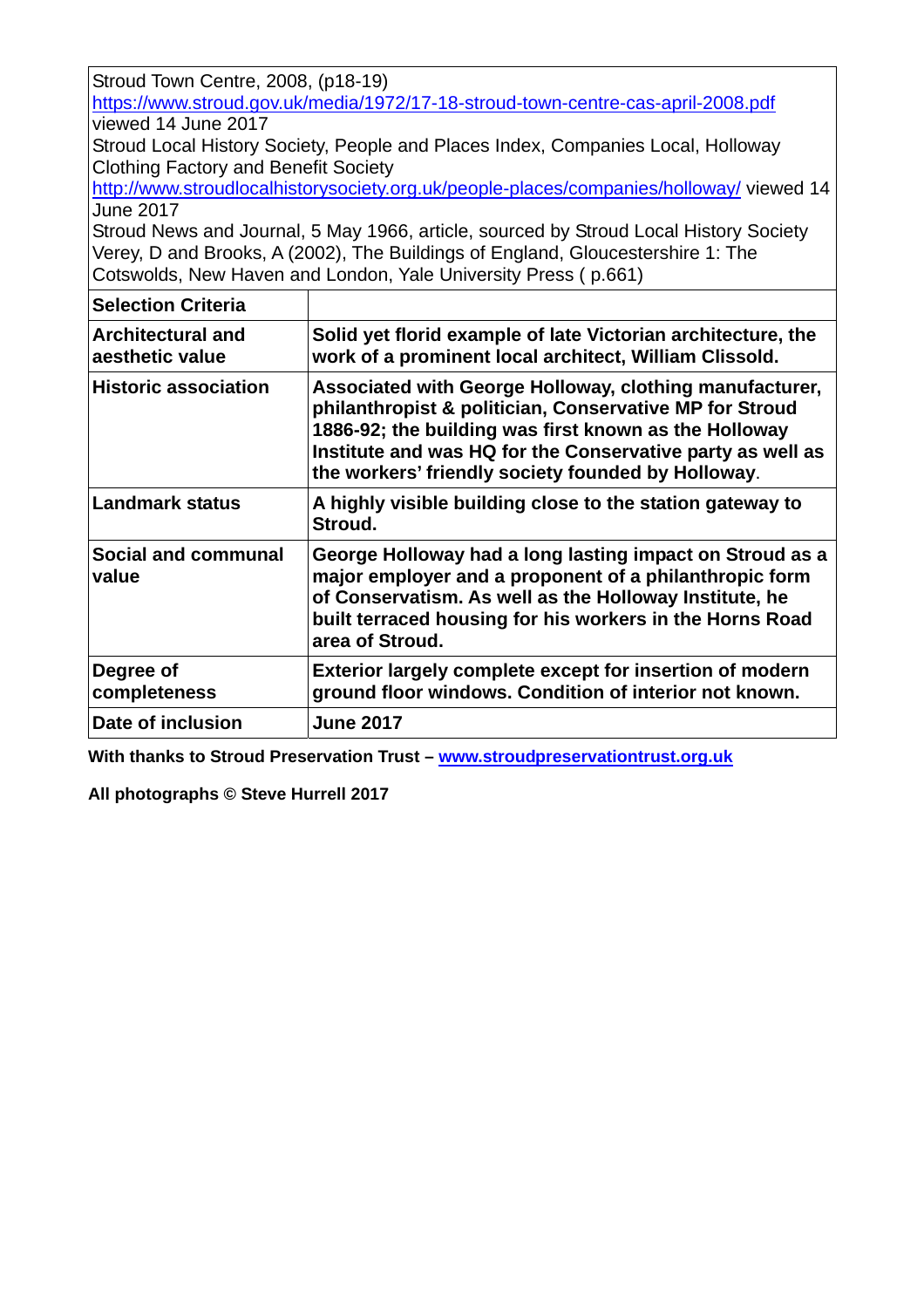Stroud Town Centre, 2008, (p18-19)
https://www.stroud.gov.uk/media/1972/17-18-stroud-town-centre-cas-april-2008.pdf
viewed 14 June 2017
Stroud Local History Society, People and Places Index, Companies Local, Holloway Clothing Factory and Benefit Society
http://www.stroudlocalhistorysociety.org.uk/people-places/companies/holloway/ viewed 14 June 2017
Stroud News and Journal, 5 May 1966, article, sourced by Stroud Local History Society
Verey, D and Brooks, A (2002), The Buildings of England, Gloucestershire 1: The Cotswolds, New Haven and London, Yale University Press ( p.661)

| **Selection Criteria** | |
|---|---|
| **Architectural and aesthetic value** | **Solid yet florid example of late Victorian architecture, the work of a prominent local architect, William Clissold.** |
| **Historic association** | **Associated with George Holloway, clothing manufacturer, philanthropist & politician, Conservative MP for Stroud 1886-92; the building was first known as the Holloway Institute and was HQ for the Conservative party as well as the workers' friendly society founded by Holloway**. |
| **Landmark status** | **A highly visible building close to the station gateway to Stroud.** |
| **Social and communal value** | **George Holloway had a long lasting impact on Stroud as a major employer and a proponent of a philanthropic form of Conservatism. As well as the Holloway Institute, he built terraced housing for his workers in the Horns Road area of Stroud.** |
| **Degree of completeness** | **Exterior largely complete except for insertion of modern ground floor windows. Condition of interior not known.** |
| **Date of inclusion** | **June 2017** |

**With thanks to Stroud Preservation Trust – www.stroudpreservationtrust.org.uk**

**All photographs © Steve Hurrell 2017**